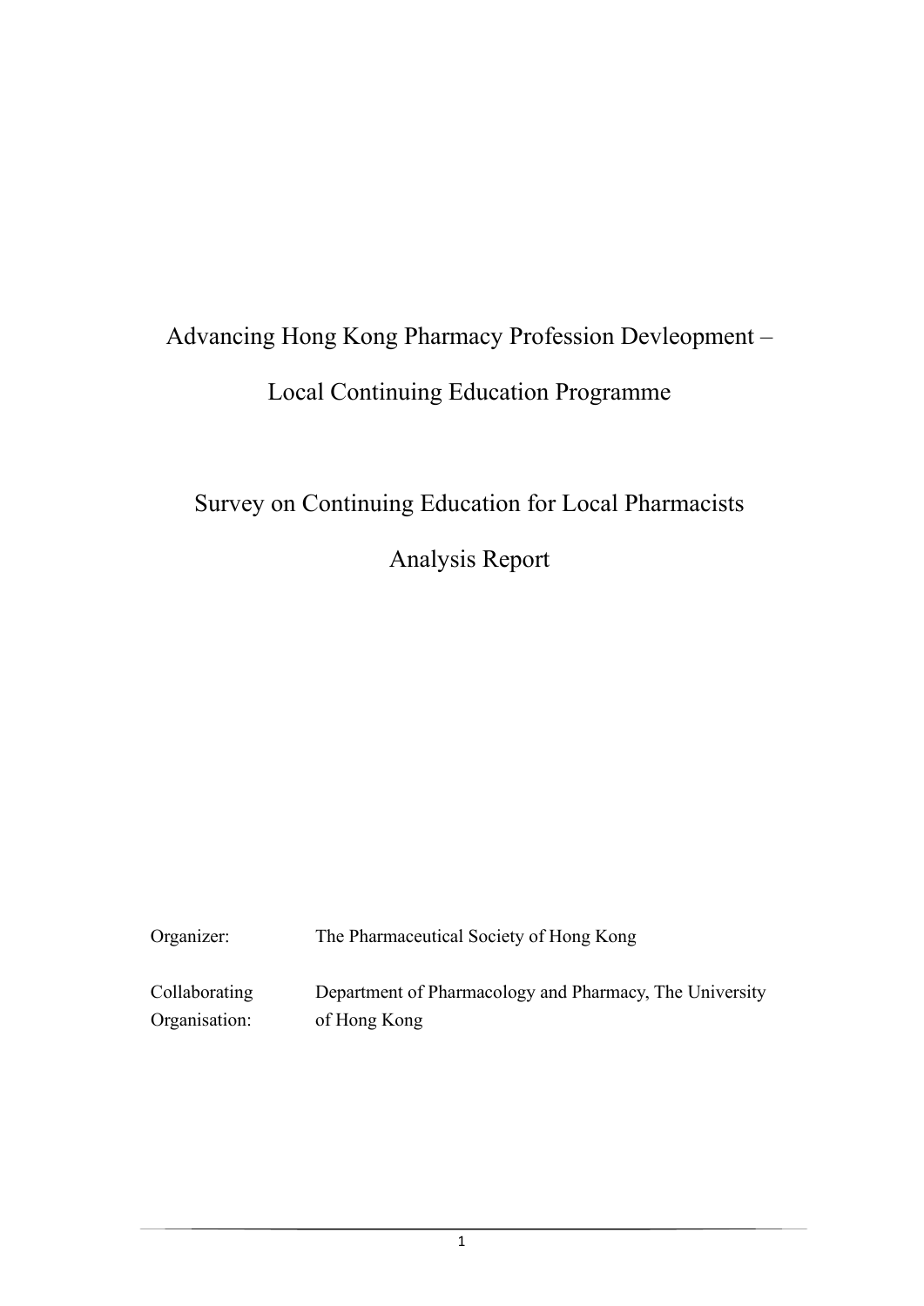# Advancing Hong Kong Pharmacy Profession Devleopment – Local Continuing Education Programme

## Survey on Continuing Education for Local Pharmacists

## Analysis Report

Organizer: The Pharmaceutical Society of Hong Kong

Collaborating Organisation: Department of Pharmacology and Pharmacy, The University of Hong Kong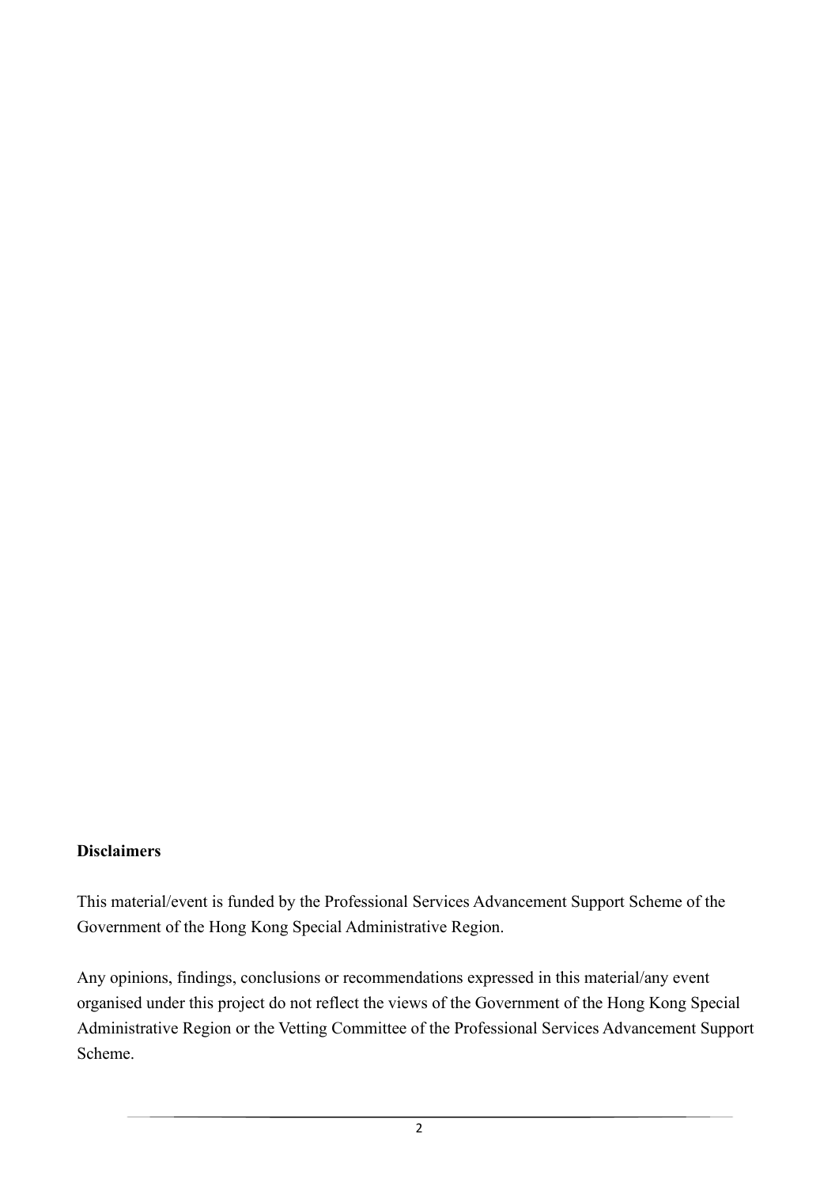**Disclaimers**

This material/event is funded by the Professional Services Advancement Support Scheme of the Government of the Hong Kong Special Administrative Region.

Any opinions, findings, conclusions or recommendations expressed in this material/any event organised under this project do not reflect the views of the Government of the Hong Kong Special Administrative Region or the Vetting Committee of the Professional Services Advancement Support Scheme.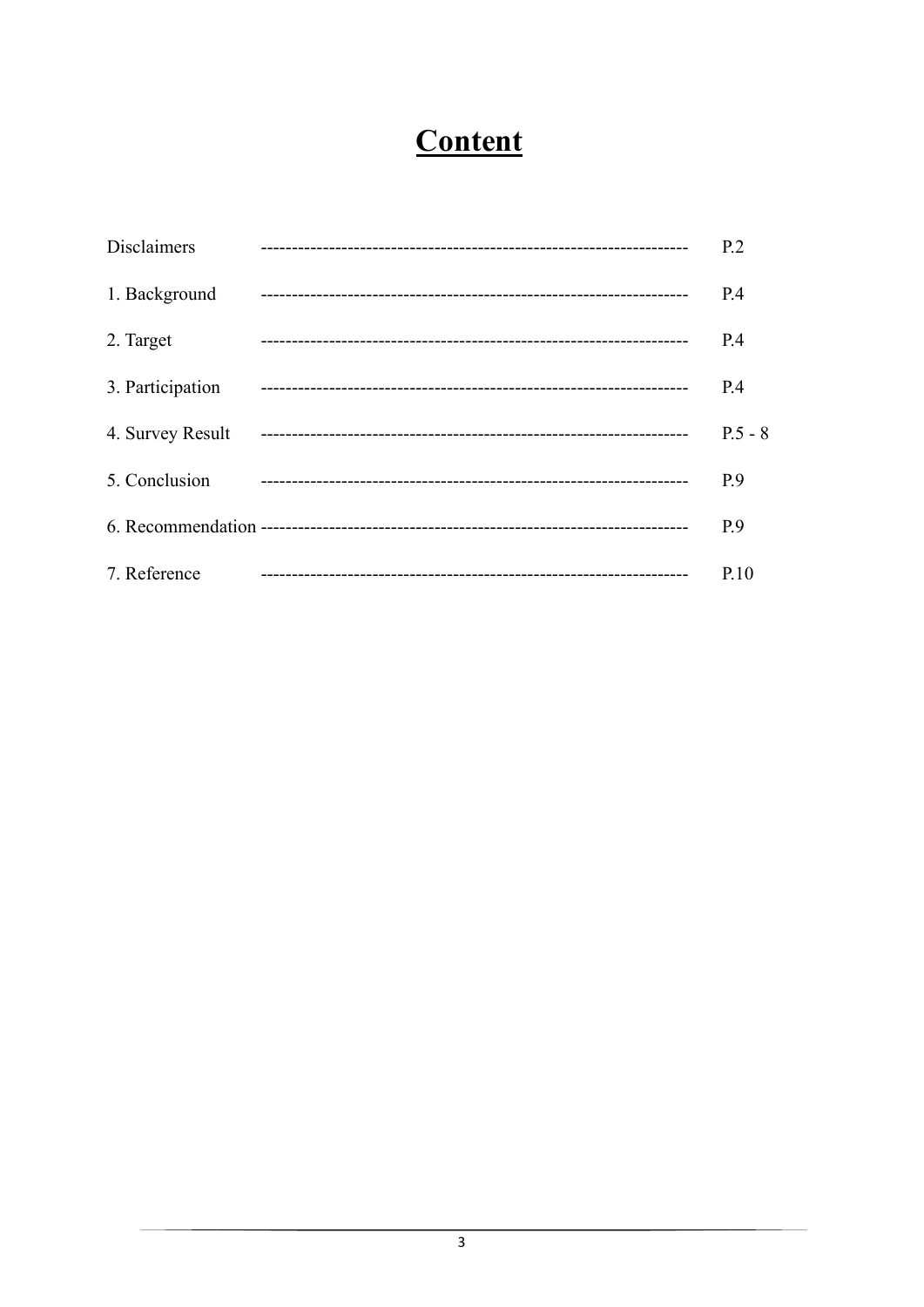# Content

| | |
|---|---|
| Disclaimers | P.2 |
| 1. Background | P.4 |
| 2. Target | P.4 |
| 3. Participation | P.4 |
| 4. Survey Result | P.5 - 8 |
| 5. Conclusion | P.9 |
| 6. Recommendation | P.9 |
| 7. Reference | P.10 |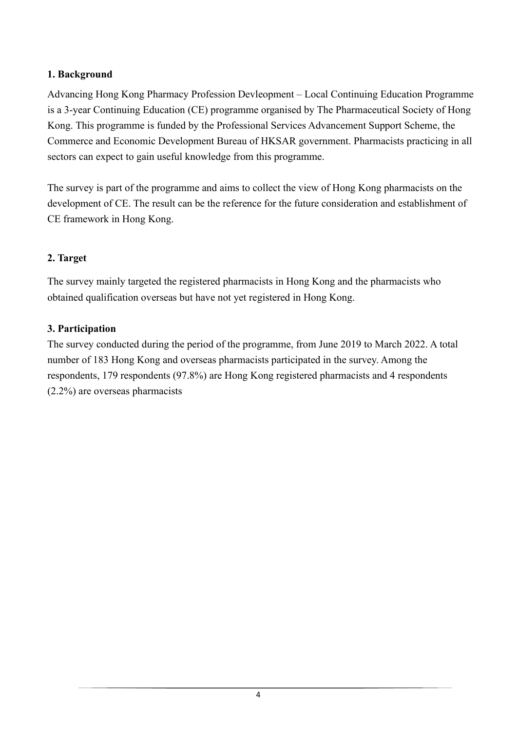## 1. Background

Advancing Hong Kong Pharmacy Profession Devleopment – Local Continuing Education Programme is a 3-year Continuing Education (CE) programme organised by The Pharmaceutical Society of Hong Kong. This programme is funded by the Professional Services Advancement Support Scheme, the Commerce and Economic Development Bureau of HKSAR government. Pharmacists practicing in all sectors can expect to gain useful knowledge from this programme.

The survey is part of the programme and aims to collect the view of Hong Kong pharmacists on the development of CE. The result can be the reference for the future consideration and establishment of CE framework in Hong Kong.

## 2. Target

The survey mainly targeted the registered pharmacists in Hong Kong and the pharmacists who obtained qualification overseas but have not yet registered in Hong Kong.

## 3. Participation

The survey conducted during the period of the programme, from June 2019 to March 2022. A total number of 183 Hong Kong and overseas pharmacists participated in the survey. Among the respondents, 179 respondents (97.8%) are Hong Kong registered pharmacists and 4 respondents (2.2%) are overseas pharmacists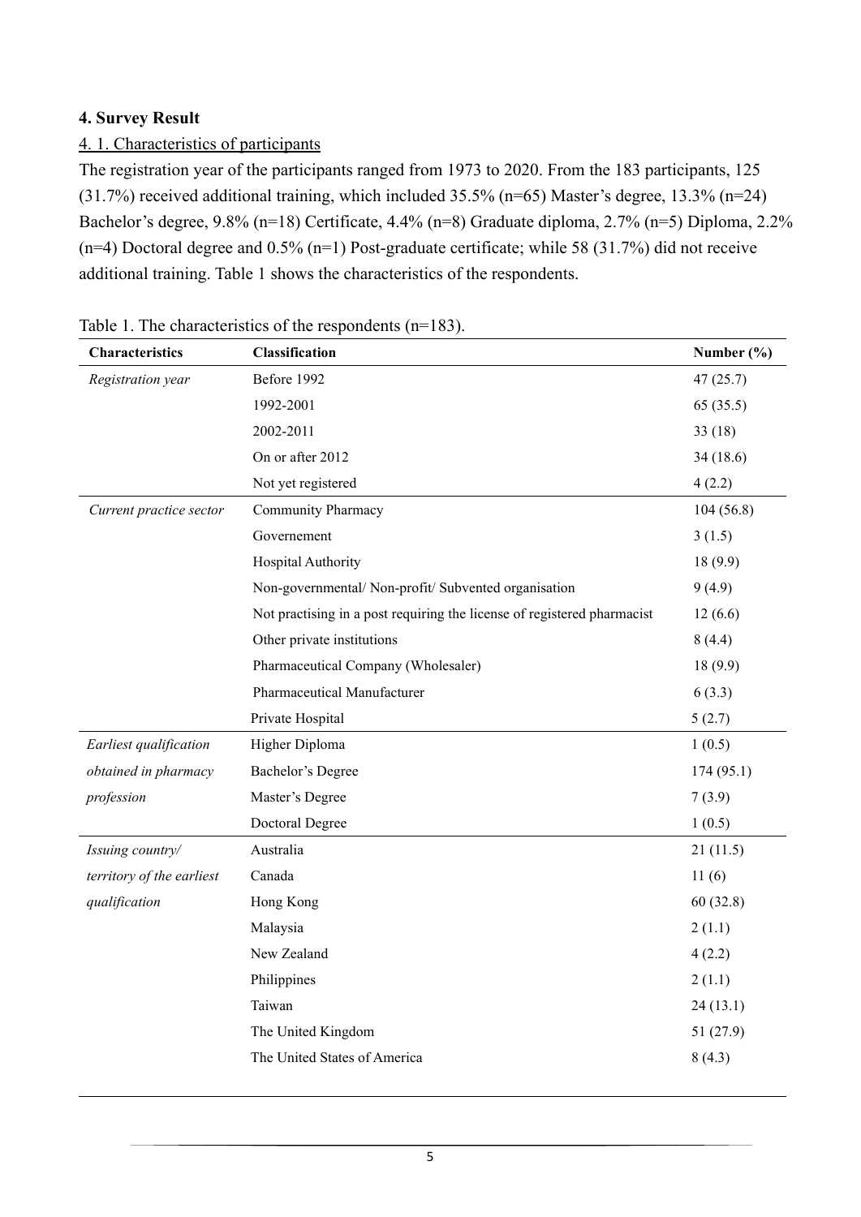## 4. Survey Result

### 4. 1. Characteristics of participants

The registration year of the participants ranged from 1973 to 2020. From the 183 participants, 125 (31.7%) received additional training, which included 35.5% (n=65) Master's degree, 13.3% (n=24) Bachelor's degree, 9.8% (n=18) Certificate, 4.4% (n=8) Graduate diploma, 2.7% (n=5) Diploma, 2.2% (n=4) Doctoral degree and 0.5% (n=1) Post-graduate certificate; while 58 (31.7%) did not receive additional training. Table 1 shows the characteristics of the respondents.

Table 1. The characteristics of the respondents (n=183).

| Characteristics | Classification | Number (%) |
|---|---|---|
| *Registration year* | Before 1992 | 47 (25.7) |
| | 1992-2001 | 65 (35.5) |
| | 2002-2011 | 33 (18) |
| | On or after 2012 | 34 (18.6) |
| | Not yet registered | 4 (2.2) |
| *Current practice sector* | Community Pharmacy | 104 (56.8) |
| | Governement | 3 (1.5) |
| | Hospital Authority | 18 (9.9) |
| | Non-governmental/ Non-profit/ Subvented organisation | 9 (4.9) |
| | Not practising in a post requiring the license of registered pharmacist | 12 (6.6) |
| | Other private institutions | 8 (4.4) |
| | Pharmaceutical Company (Wholesaler) | 18 (9.9) |
| | Pharmaceutical Manufacturer | 6 (3.3) |
| | Private Hospital | 5 (2.7) |
| *Earliest qualification obtained in pharmacy profession* | Higher Diploma | 1 (0.5) |
| | Bachelor's Degree | 174 (95.1) |
| | Master's Degree | 7 (3.9) |
| | Doctoral Degree | 1 (0.5) |
| *Issuing country/ territory of the earliest qualification* | Australia | 21 (11.5) |
| | Canada | 11 (6) |
| | Hong Kong | 60 (32.8) |
| | Malaysia | 2 (1.1) |
| | New Zealand | 4 (2.2) |
| | Philippines | 2 (1.1) |
| | Taiwan | 24 (13.1) |
| | The United Kingdom | 51 (27.9) |
| | The United States of America | 8 (4.3) |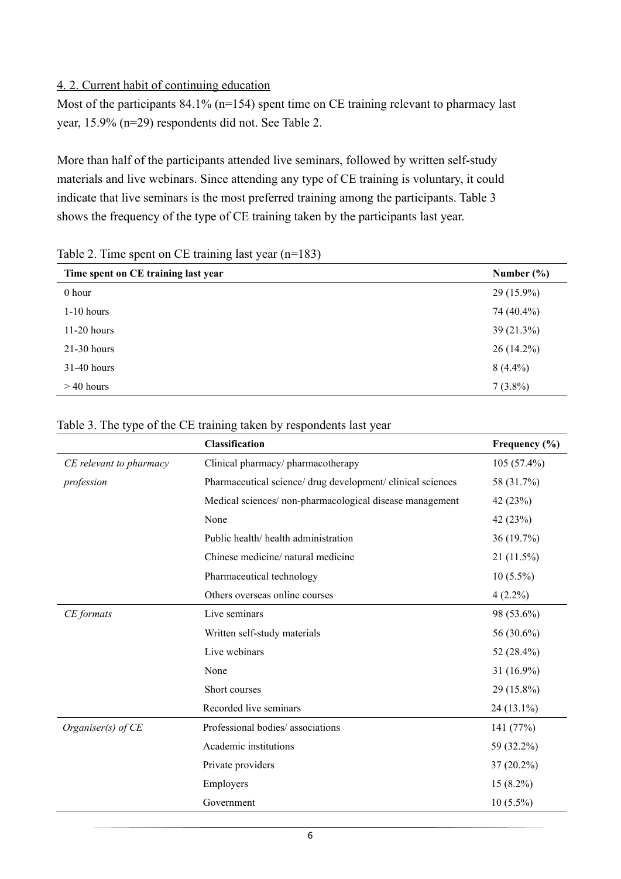## 4. 2. Current habit of continuing education

Most of the participants 84.1% (n=154) spent time on CE training relevant to pharmacy last year, 15.9% (n=29) respondents did not. See Table 2.

More than half of the participants attended live seminars, followed by written self-study materials and live webinars. Since attending any type of CE training is voluntary, it could indicate that live seminars is the most preferred training among the participants. Table 3 shows the frequency of the type of CE training taken by the participants last year.

Table 2. Time spent on CE training last year (n=183)

| Time spent on CE training last year | Number (%) |
|---|---|
| 0 hour | 29 (15.9%) |
| 1-10 hours | 74 (40.4%) |
| 11-20 hours | 39 (21.3%) |
| 21-30 hours | 26 (14.2%) |
| 31-40 hours | 8 (4.4%) |
| > 40 hours | 7 (3.8%) |

Table 3. The type of the CE training taken by respondents last year

| | Classification | Frequency (%) |
|---|---|---|
| *CE relevant to pharmacy profession* | Clinical pharmacy/ pharmacotherapy | 105 (57.4%) |
| | Pharmaceutical science/ drug development/ clinical sciences | 58 (31.7%) |
| | Medical sciences/ non-pharmacological disease management | 42 (23%) |
| | None | 42 (23%) |
| | Public health/ health administration | 36 (19.7%) |
| | Chinese medicine/ natural medicine | 21 (11.5%) |
| | Pharmaceutical technology | 10 (5.5%) |
| | Others overseas online courses | 4 (2.2%) |
| *CE formats* | Live seminars | 98 (53.6%) |
| | Written self-study materials | 56 (30.6%) |
| | Live webinars | 52 (28.4%) |
| | None | 31 (16.9%) |
| | Short courses | 29 (15.8%) |
| | Recorded live seminars | 24 (13.1%) |
| *Organiser(s) of CE* | Professional bodies/ associations | 141 (77%) |
| | Academic institutions | 59 (32.2%) |
| | Private providers | 37 (20.2%) |
| | Employers | 15 (8.2%) |
| | Government | 10 (5.5%) |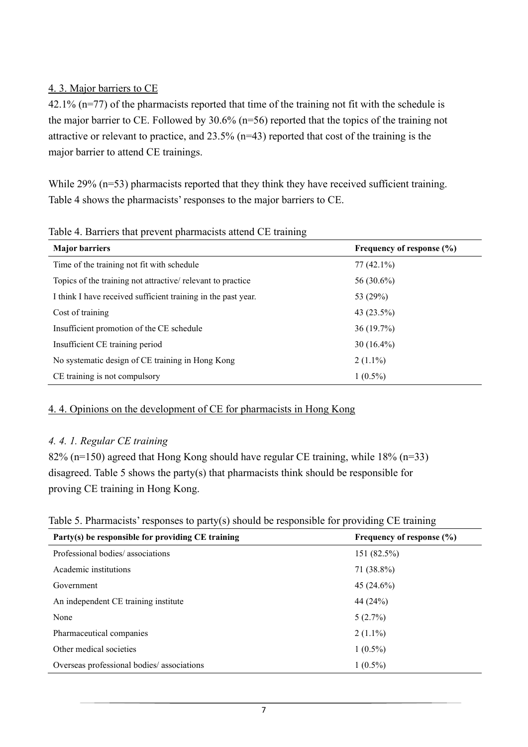## 4. 3. Major barriers to CE

42.1% (n=77) of the pharmacists reported that time of the training not fit with the schedule is the major barrier to CE. Followed by 30.6% (n=56) reported that the topics of the training not attractive or relevant to practice, and 23.5% (n=43) reported that cost of the training is the major barrier to attend CE trainings.

While 29% (n=53) pharmacists reported that they think they have received sufficient training. Table 4 shows the pharmacists' responses to the major barriers to CE.

Table 4. Barriers that prevent pharmacists attend CE training

| Major barriers | Frequency of response (%) |
|---|---|
| Time of the training not fit with schedule | 77 (42.1%) |
| Topics of the training not attractive/ relevant to practice | 56 (30.6%) |
| I think I have received sufficient training in the past year. | 53 (29%) |
| Cost of training | 43 (23.5%) |
| Insufficient promotion of the CE schedule | 36 (19.7%) |
| Insufficient CE training period | 30 (16.4%) |
| No systematic design of CE training in Hong Kong | 2 (1.1%) |
| CE training is not compulsory | 1 (0.5%) |

## 4. 4. Opinions on the development of CE for pharmacists in Hong Kong

### *4. 4. 1. Regular CE training*

82% (n=150) agreed that Hong Kong should have regular CE training, while 18% (n=33) disagreed. Table 5 shows the party(s) that pharmacists think should be responsible for proving CE training in Hong Kong.

Table 5. Pharmacists' responses to party(s) should be responsible for providing CE training

| Party(s) be responsible for providing CE training | Frequency of response (%) |
|---|---|
| Professional bodies/ associations | 151 (82.5%) |
| Academic institutions | 71 (38.8%) |
| Government | 45 (24.6%) |
| An independent CE training institute | 44 (24%) |
| None | 5 (2.7%) |
| Pharmaceutical companies | 2 (1.1%) |
| Other medical societies | 1 (0.5%) |
| Overseas professional bodies/ associations | 1 (0.5%) |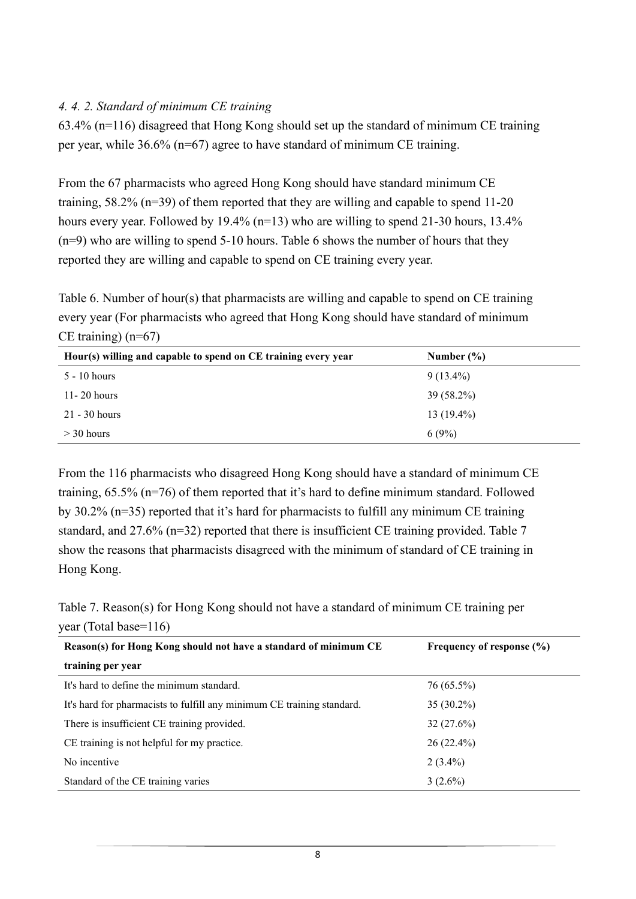#### *4. 4. 2. Standard of minimum CE training*

63.4% (n=116) disagreed that Hong Kong should set up the standard of minimum CE training per year, while 36.6% (n=67) agree to have standard of minimum CE training.

From the 67 pharmacists who agreed Hong Kong should have standard minimum CE training, 58.2% (n=39) of them reported that they are willing and capable to spend 11-20 hours every year. Followed by 19.4% (n=13) who are willing to spend 21-30 hours, 13.4% (n=9) who are willing to spend 5-10 hours. Table 6 shows the number of hours that they reported they are willing and capable to spend on CE training every year.

Table 6. Number of hour(s) that pharmacists are willing and capable to spend on CE training every year (For pharmacists who agreed that Hong Kong should have standard of minimum CE training) (n=67)

| **Hour(s) willing and capable to spend on CE training every year** | **Number (%)** |
|---|---|
| 5 - 10 hours | 9 (13.4%) |
| 11- 20 hours | 39 (58.2%) |
| 21 - 30 hours | 13 (19.4%) |
| > 30 hours | 6 (9%) |

From the 116 pharmacists who disagreed Hong Kong should have a standard of minimum CE training, 65.5% (n=76) of them reported that it's hard to define minimum standard. Followed by 30.2% (n=35) reported that it's hard for pharmacists to fulfill any minimum CE training standard, and 27.6% (n=32) reported that there is insufficient CE training provided. Table 7 show the reasons that pharmacists disagreed with the minimum of standard of CE training in Hong Kong.

Table 7. Reason(s) for Hong Kong should not have a standard of minimum CE training per year (Total base=116)

| **Reason(s) for Hong Kong should not have a standard of minimum CE training per year** | **Frequency of response (%)** |
|---|---|
| It's hard to define the minimum standard. | 76 (65.5%) |
| It's hard for pharmacists to fulfill any minimum CE training standard. | 35 (30.2%) |
| There is insufficient CE training provided. | 32 (27.6%) |
| CE training is not helpful for my practice. | 26 (22.4%) |
| No incentive | 2 (3.4%) |
| Standard of the CE training varies | 3 (2.6%) |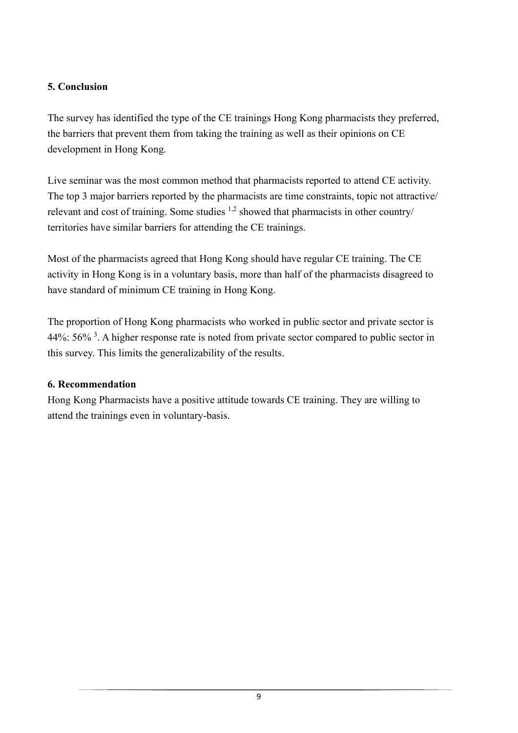## 5. Conclusion

The survey has identified the type of the CE trainings Hong Kong pharmacists they preferred, the barriers that prevent them from taking the training as well as their opinions on CE development in Hong Kong.

Live seminar was the most common method that pharmacists reported to attend CE activity. The top 3 major barriers reported by the pharmacists are time constraints, topic not attractive/ relevant and cost of training. Some studies [1,2] showed that pharmacists in other country/ territories have similar barriers for attending the CE trainings.

Most of the pharmacists agreed that Hong Kong should have regular CE training. The CE activity in Hong Kong is in a voluntary basis, more than half of the pharmacists disagreed to have standard of minimum CE training in Hong Kong.

The proportion of Hong Kong pharmacists who worked in public sector and private sector is 44%: 56% [3]. A higher response rate is noted from private sector compared to public sector in this survey. This limits the generalizability of the results.

## 6. Recommendation

Hong Kong Pharmacists have a positive attitude towards CE training. They are willing to attend the trainings even in voluntary-basis.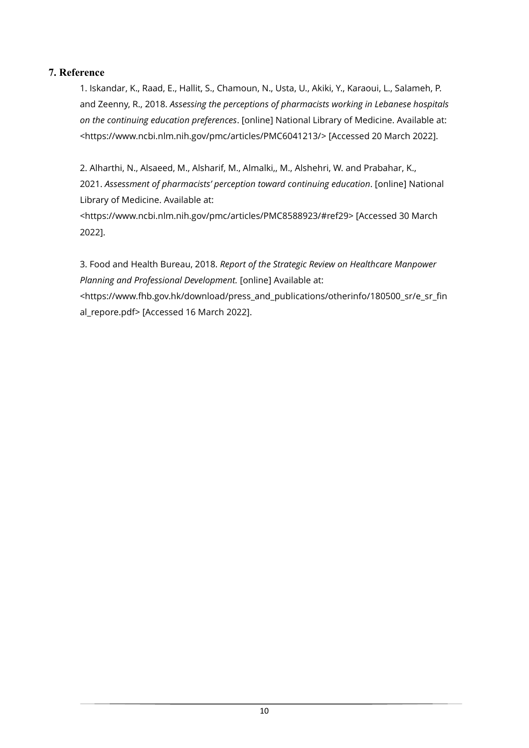## 7. Reference

1. Iskandar, K., Raad, E., Hallit, S., Chamoun, N., Usta, U., Akiki, Y., Karaoui, L., Salameh, P. and Zeenny, R., 2018. *Assessing the perceptions of pharmacists working in Lebanese hospitals on the continuing education preferences*. [online] National Library of Medicine. Available at: <https://www.ncbi.nlm.nih.gov/pmc/articles/PMC6041213/> [Accessed 20 March 2022].

2. Alharthi, N., Alsaeed, M., Alsharif, M., Almalki,, M., Alshehri, W. and Prabahar, K., 2021. *Assessment of pharmacists' perception toward continuing education*. [online] National Library of Medicine. Available at: <https://www.ncbi.nlm.nih.gov/pmc/articles/PMC8588923/#ref29> [Accessed 30 March 2022].

3. Food and Health Bureau, 2018. *Report of the Strategic Review on Healthcare Manpower Planning and Professional Development.* [online] Available at: <https://www.fhb.gov.hk/download/press_and_publications/otherinfo/180500_sr/e_sr_final_repore.pdf> [Accessed 16 March 2022].